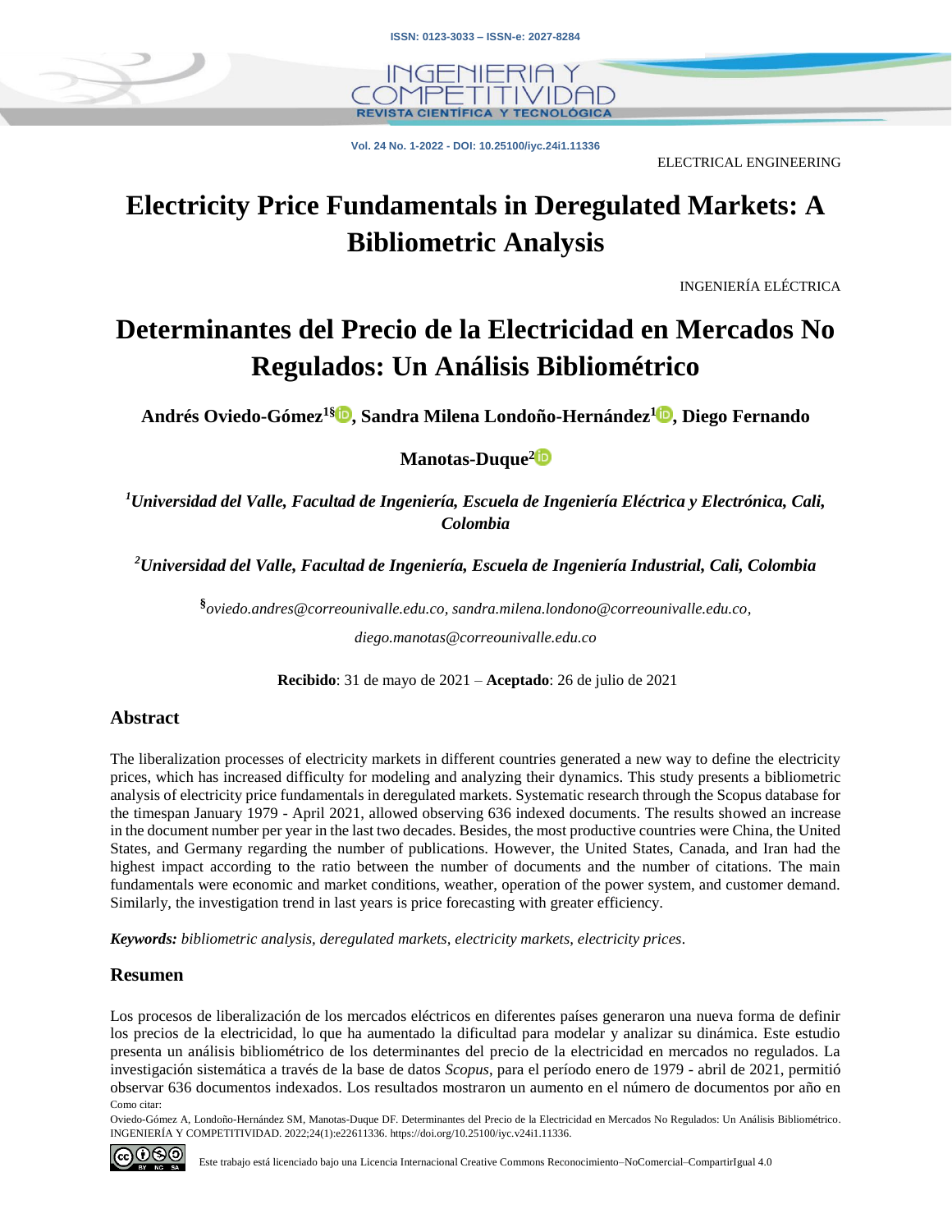ELECTRICAL ENGINEERING

# Electricity Price Fundamentals in Deregulated Markets: A Bibliometric Analysis

INGENIERÍA ELÉCTRICA

# Determinantes del Precio de la Electricidad en Mercados No Regulados: Un Análisis Bibliométrico

**Andrés Oviedo-Gómez[1§], Sandra Milena Londoño-Hernández[1], Diego Fernando Manotas-Duque[2]**

*[1]Universidad del Valle, Facultad de Ingeniería, Escuela de Ingeniería Eléctrica y Electrónica, Cali, Colombia*

*[2]Universidad del Valle, Facultad de Ingeniería, Escuela de Ingeniería Industrial, Cali, Colombia*

[§]*oviedo.andres@correounivalle.edu.co, sandra.milena.londono@correounivalle.edu.co, diego.manotas@correounivalle.edu.co*

**Recibido**: 31 de mayo de 2021 – **Aceptado**: 26 de julio de 2021

## Abstract

The liberalization processes of electricity markets in different countries generated a new way to define the electricity prices, which has increased difficulty for modeling and analyzing their dynamics. This study presents a bibliometric analysis of electricity price fundamentals in deregulated markets. Systematic research through the Scopus database for the timespan January 1979 - April 2021, allowed observing 636 indexed documents. The results showed an increase in the document number per year in the last two decades. Besides, the most productive countries were China, the United States, and Germany regarding the number of publications. However, the United States, Canada, and Iran had the highest impact according to the ratio between the number of documents and the number of citations. The main fundamentals were economic and market conditions, weather, operation of the power system, and customer demand. Similarly, the investigation trend in last years is price forecasting with greater efficiency.

***Keywords:*** *bibliometric analysis, deregulated markets, electricity markets, electricity prices*.

## Resumen

Los procesos de liberalización de los mercados eléctricos en diferentes países generaron una nueva forma de definir los precios de la electricidad, lo que ha aumentado la dificultad para modelar y analizar su dinámica. Este estudio presenta un análisis bibliométrico de los determinantes del precio de la electricidad en mercados no regulados. La investigación sistemática a través de la base de datos *Scopus*, para el período enero de 1979 - abril de 2021, permitió observar 636 documentos indexados. Los resultados mostraron un aumento en el número de documentos por año en

Como citar:

Oviedo-Gómez A, Londoño-Hernández SM, Manotas-Duque DF. Determinantes del Precio de la Electricidad en Mercados No Regulados: Un Análisis Bibliométrico. INGENIERÍA Y COMPETITIVIDAD. 2022;24(1):e22611336. https://doi.org/10.25100/iyc.v24i1.11336.

Este trabajo está licenciado bajo una Licencia Internacional Creative Commons Reconocimiento–NoComercial–CompartirIgual 4.0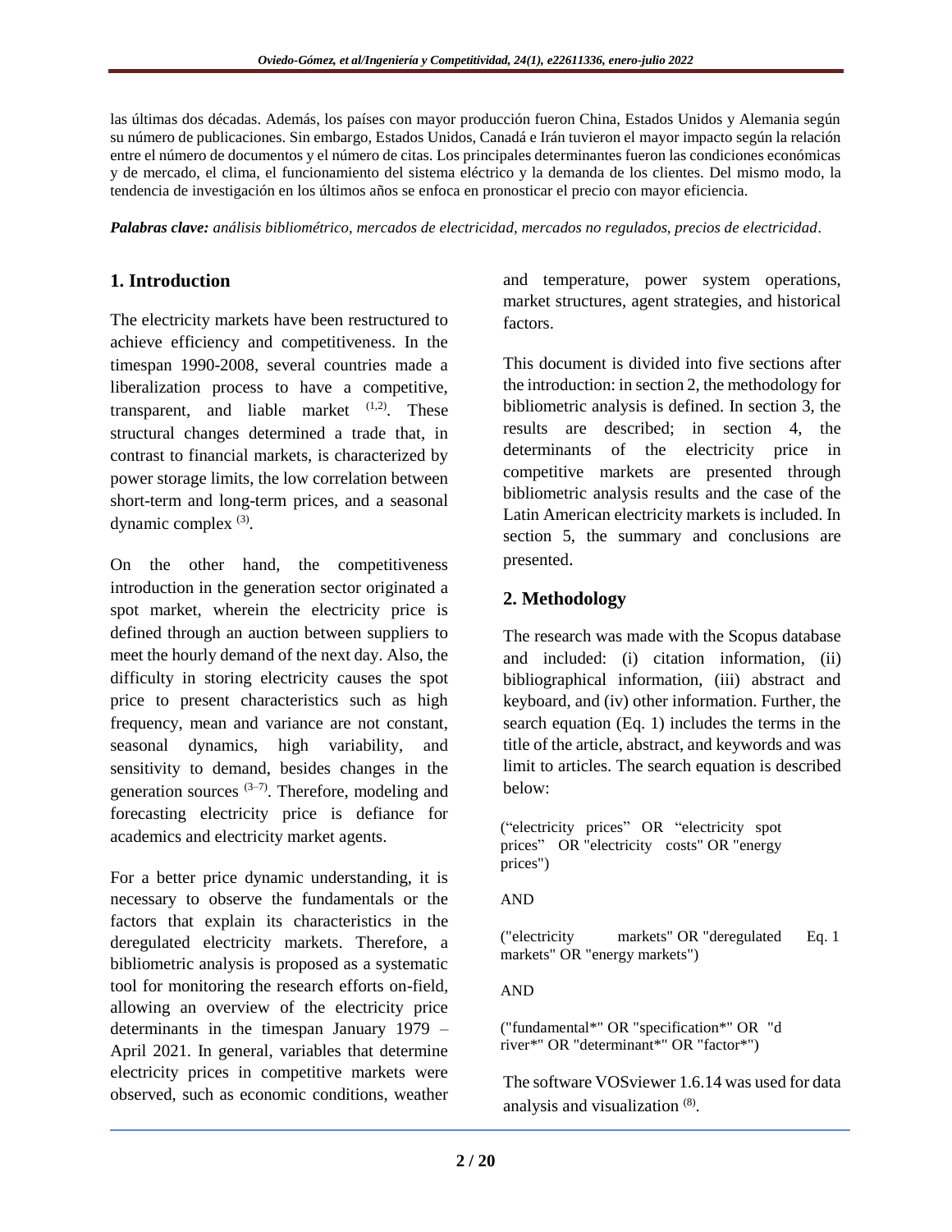las últimas dos décadas. Además, los países con mayor producción fueron China, Estados Unidos y Alemania según su número de publicaciones. Sin embargo, Estados Unidos, Canadá e Irán tuvieron el mayor impacto según la relación entre el número de documentos y el número de citas. Los principales determinantes fueron las condiciones económicas y de mercado, el clima, el funcionamiento del sistema eléctrico y la demanda de los clientes. Del mismo modo, la tendencia de investigación en los últimos años se enfoca en pronosticar el precio con mayor eficiencia.

***Palabras clave:*** *análisis bibliométrico, mercados de electricidad, mercados no regulados, precios de electricidad*.

## 1. Introduction

The electricity markets have been restructured to achieve efficiency and competitiveness. In the timespan 1990-2008, several countries made a liberalization process to have a competitive, transparent, and liable market [1,2]. These structural changes determined a trade that, in contrast to financial markets, is characterized by power storage limits, the low correlation between short-term and long-term prices, and a seasonal dynamic complex [3].

On the other hand, the competitiveness introduction in the generation sector originated a spot market, wherein the electricity price is defined through an auction between suppliers to meet the hourly demand of the next day. Also, the difficulty in storing electricity causes the spot price to present characteristics such as high frequency, mean and variance are not constant, seasonal dynamics, high variability, and sensitivity to demand, besides changes in the generation sources [3–7]. Therefore, modeling and forecasting electricity price is defiance for academics and electricity market agents.

For a better price dynamic understanding, it is necessary to observe the fundamentals or the factors that explain its characteristics in the deregulated electricity markets. Therefore, a bibliometric analysis is proposed as a systematic tool for monitoring the research efforts on-field, allowing an overview of the electricity price determinants in the timespan January 1979 – April 2021. In general, variables that determine electricity prices in competitive markets were observed, such as economic conditions, weather and temperature, power system operations, market structures, agent strategies, and historical factors.

This document is divided into five sections after the introduction: in section 2, the methodology for bibliometric analysis is defined. In section 3, the results are described; in section 4, the determinants of the electricity price in competitive markets are presented through bibliometric analysis results and the case of the Latin American electricity markets is included. In section 5, the summary and conclusions are presented.

## 2. Methodology

The research was made with the Scopus database and included: (i) citation information, (ii) bibliographical information, (iii) abstract and keyboard, and (iv) other information. Further, the search equation (Eq. 1) includes the terms in the title of the article, abstract, and keywords and was limit to articles. The search equation is described below:

("electricity prices" OR "electricity spot prices" OR "electricity costs" OR "energy prices")

AND

("electricity markets" OR "deregulated markets" OR "energy markets") &nbsp;&nbsp;&nbsp; Eq. 1

AND

("fundamental*" OR "specification*" OR "driver*" OR "determinant*" OR "factor*")

The software VOSviewer 1.6.14 was used for data analysis and visualization [8].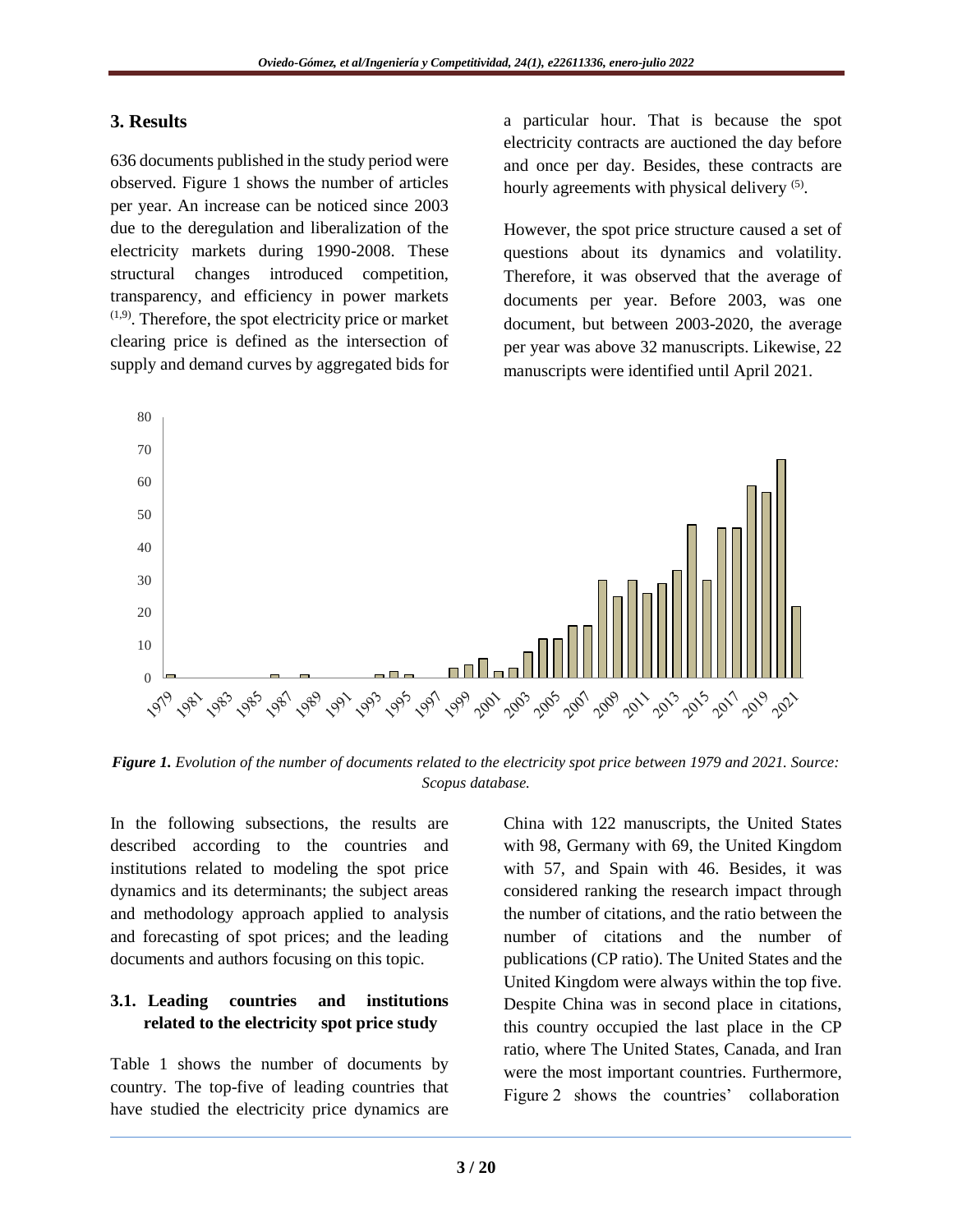## 3. Results

636 documents published in the study period were observed. Figure 1 shows the number of articles per year. An increase can be noticed since 2003 due to the deregulation and liberalization of the electricity markets during 1990-2008. These structural changes introduced competition, transparency, and efficiency in power markets [1,9]. Therefore, the spot electricity price or market clearing price is defined as the intersection of supply and demand curves by aggregated bids for a particular hour. That is because the spot electricity contracts are auctioned the day before and once per day. Besides, these contracts are hourly agreements with physical delivery [5].

However, the spot price structure caused a set of questions about its dynamics and volatility. Therefore, it was observed that the average of documents per year. Before 2003, was one document, but between 2003-2020, the average per year was above 32 manuscripts. Likewise, 22 manuscripts were identified until April 2021.

***Figure 1.*** *Evolution of the number of documents related to the electricity spot price between 1979 and 2021. Source: Scopus database.*

In the following subsections, the results are described according to the countries and institutions related to modeling the spot price dynamics and its determinants; the subject areas and methodology approach applied to analysis and forecasting of spot prices; and the leading documents and authors focusing on this topic.

### 3.1. Leading countries and institutions related to the electricity spot price study

Table 1 shows the number of documents by country. The top-five of leading countries that have studied the electricity price dynamics are China with 122 manuscripts, the United States with 98, Germany with 69, the United Kingdom with 57, and Spain with 46. Besides, it was considered ranking the research impact through the number of citations, and the ratio between the number of citations and the number of publications (CP ratio). The United States and the United Kingdom were always within the top five. Despite China was in second place in citations, this country occupied the last place in the CP ratio, where The United States, Canada, and Iran were the most important countries. Furthermore, Figure 2 shows the countries' collaboration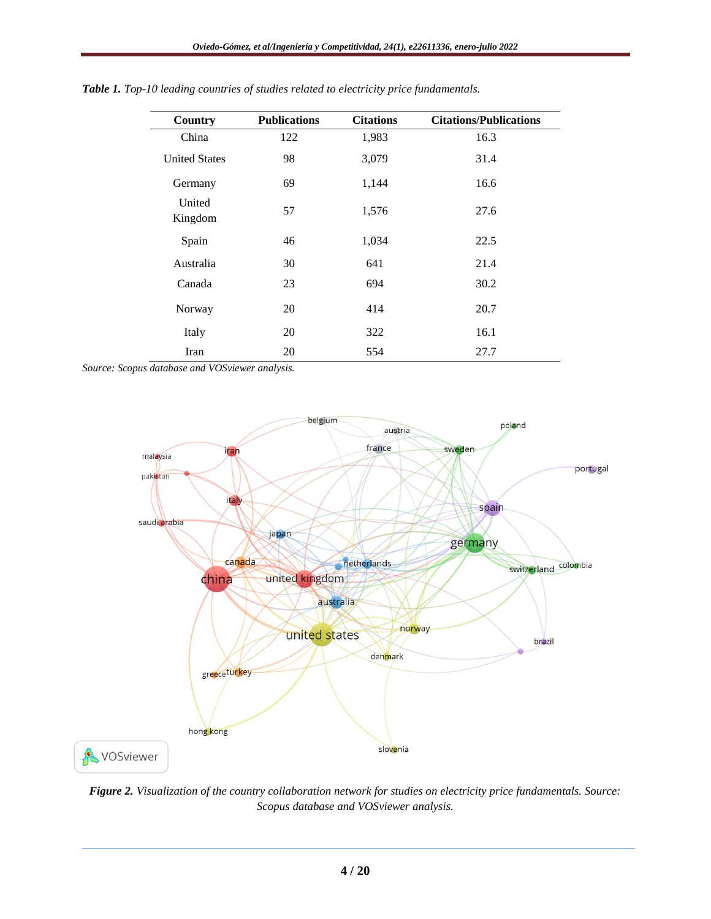***Table 1.** Top-10 leading countries of studies related to electricity price fundamentals.*

| Country | Publications | Citations | Citations/Publications |
|---|---|---|---|
| China | 122 | 1,983 | 16.3 |
| United States | 98 | 3,079 | 31.4 |
| Germany | 69 | 1,144 | 16.6 |
| United Kingdom | 57 | 1,576 | 27.6 |
| Spain | 46 | 1,034 | 22.5 |
| Australia | 30 | 641 | 21.4 |
| Canada | 23 | 694 | 30.2 |
| Norway | 20 | 414 | 20.7 |
| Italy | 20 | 322 | 16.1 |
| Iran | 20 | 554 | 27.7 |

*Source: Scopus database and VOSviewer analysis.*

***Figure 2.** Visualization of the country collaboration network for studies on electricity price fundamentals. Source: Scopus database and VOSviewer analysis.*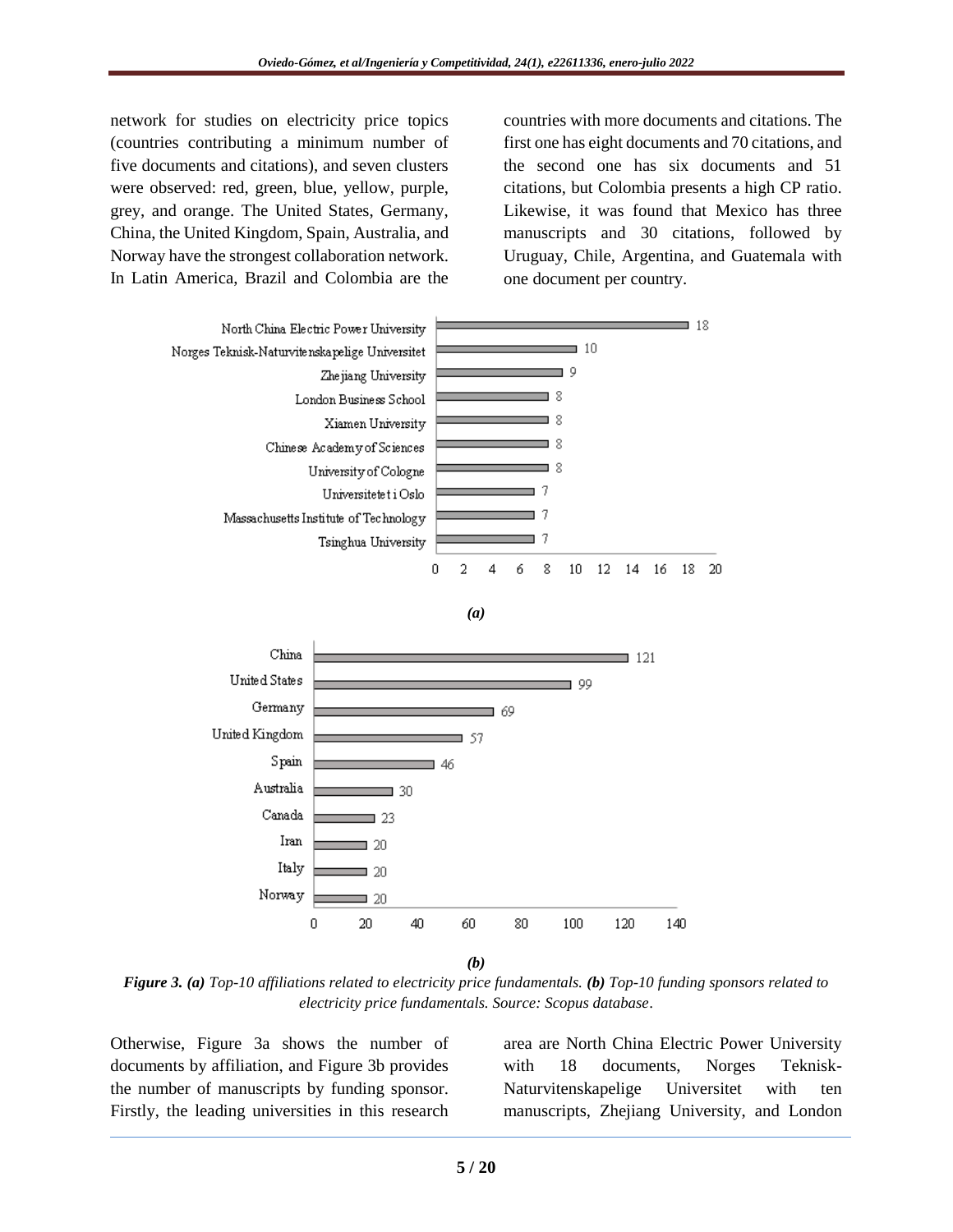network for studies on electricity price topics (countries contributing a minimum number of five documents and citations), and seven clusters were observed: red, green, blue, yellow, purple, grey, and orange. The United States, Germany, China, the United Kingdom, Spain, Australia, and Norway have the strongest collaboration network. In Latin America, Brazil and Colombia are the countries with more documents and citations. The first one has eight documents and 70 citations, and the second one has six documents and 51 citations, but Colombia presents a high CP ratio. Likewise, it was found that Mexico has three manuscripts and 30 citations, followed by Uruguay, Chile, Argentina, and Guatemala with one document per country.

| Affiliation | Documents |
|---|---|
| North China Electric Power University | 18 |
| Norges Teknisk-Naturvitenskapelige Universitet | 10 |
| Zhejiang University | 9 |
| London Business School | 8 |
| Xiamen University | 8 |
| Chinese Academy of Sciences | 8 |
| University of Cologne | 8 |
| Universitetet i Oslo | 7 |
| Massachusetts Institute of Technology | 7 |
| Tsinghua University | 7 |

*(a)*

| Country | Documents |
|---|---|
| China | 121 |
| United States | 99 |
| Germany | 69 |
| United Kingdom | 57 |
| Spain | 46 |
| Australia | 30 |
| Canada | 23 |
| Iran | 20 |
| Italy | 20 |
| Norway | 20 |

*(b)*

***Figure 3. (a)*** *Top-10 affiliations related to electricity price fundamentals.* ***(b)*** *Top-10 funding sponsors related to electricity price fundamentals. Source: Scopus database.*

Otherwise, Figure 3a shows the number of documents by affiliation, and Figure 3b provides the number of manuscripts by funding sponsor. Firstly, the leading universities in this research area are North China Electric Power University with 18 documents, Norges Teknisk-Naturvitenskapelige Universitet with ten manuscripts, Zhejiang University, and London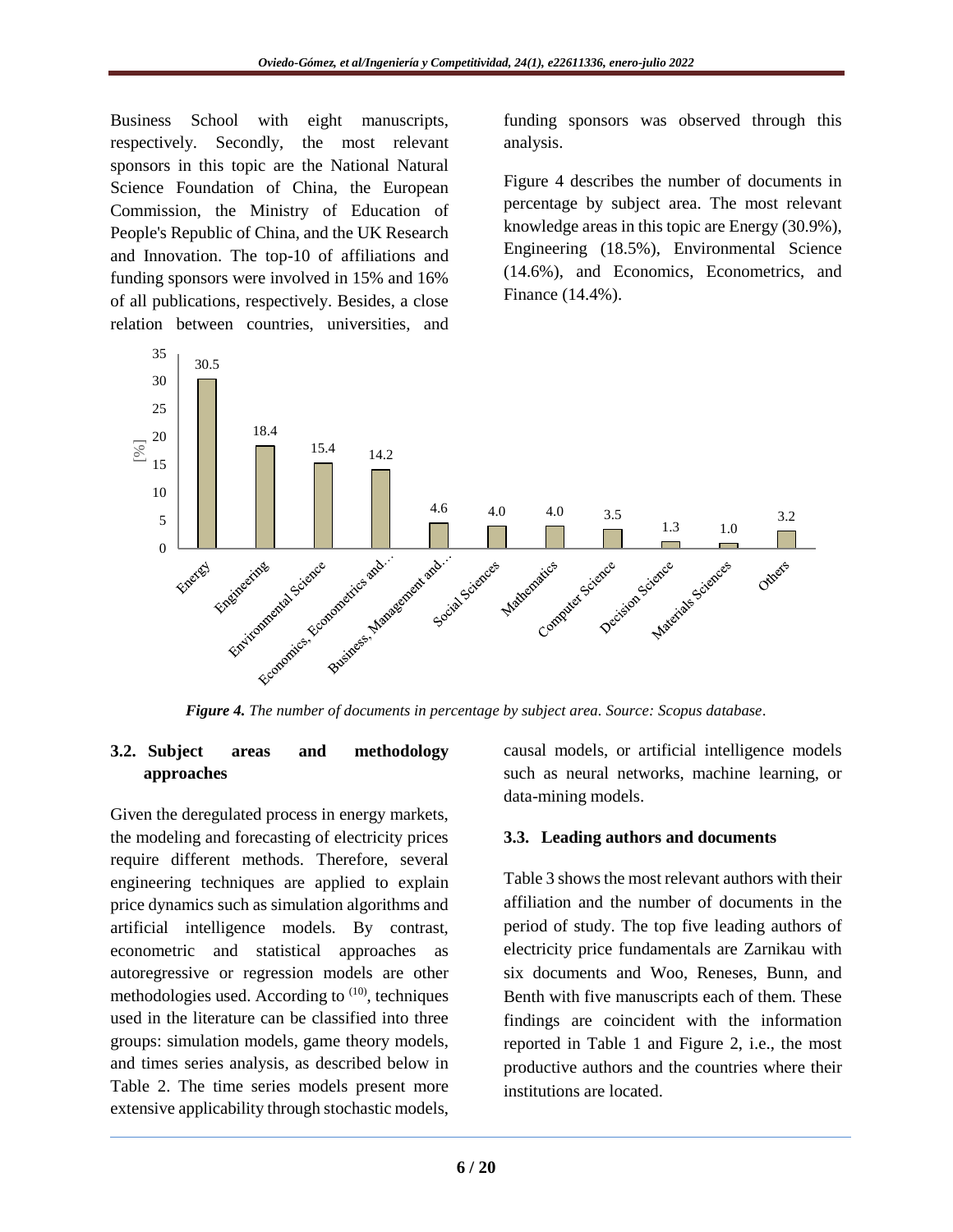Business School with eight manuscripts, respectively. Secondly, the most relevant sponsors in this topic are the National Natural Science Foundation of China, the European Commission, the Ministry of Education of People's Republic of China, and the UK Research and Innovation. The top-10 of affiliations and funding sponsors were involved in 15% and 16% of all publications, respectively. Besides, a close relation between countries, universities, and funding sponsors was observed through this analysis.

Figure 4 describes the number of documents in percentage by subject area. The most relevant knowledge areas in this topic are Energy (30.9%), Engineering (18.5%), Environmental Science (14.6%), and Economics, Econometrics, and Finance (14.4%).

***Figure 4.*** *The number of documents in percentage by subject area. Source: Scopus database*.

### 3.2. Subject areas and methodology approaches

Given the deregulated process in energy markets, the modeling and forecasting of electricity prices require different methods. Therefore, several engineering techniques are applied to explain price dynamics such as simulation algorithms and artificial intelligence models. By contrast, econometric and statistical approaches as autoregressive or regression models are other methodologies used. According to [10], techniques used in the literature can be classified into three groups: simulation models, game theory models, and times series analysis, as described below in Table 2. The time series models present more extensive applicability through stochastic models, causal models, or artificial intelligence models such as neural networks, machine learning, or data-mining models.

### 3.3. Leading authors and documents

Table 3 shows the most relevant authors with their affiliation and the number of documents in the period of study. The top five leading authors of electricity price fundamentals are Zarnikau with six documents and Woo, Reneses, Bunn, and Benth with five manuscripts each of them. These findings are coincident with the information reported in Table 1 and Figure 2, i.e., the most productive authors and the countries where their institutions are located.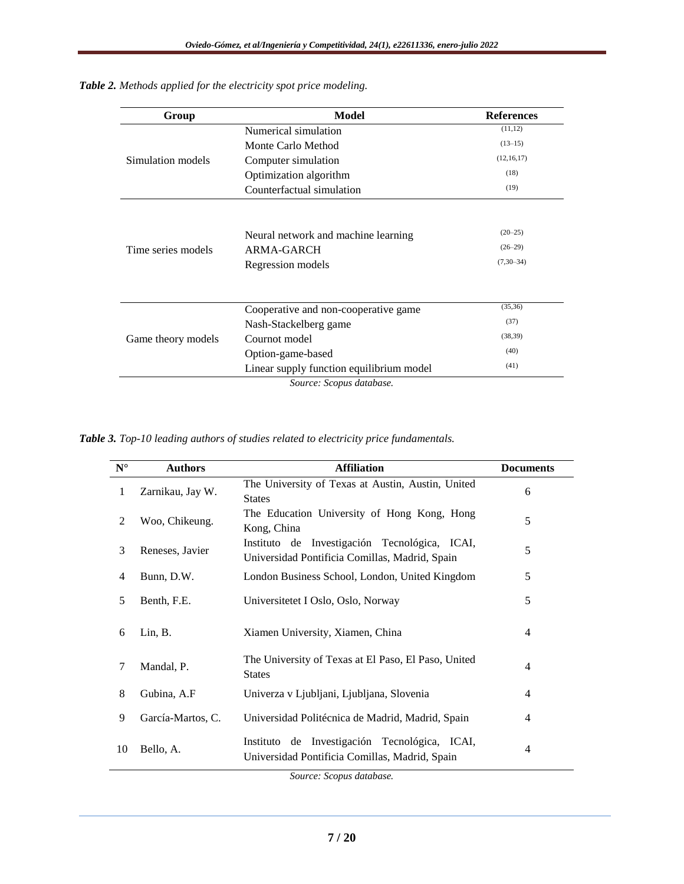***Table 2.*** *Methods applied for the electricity spot price modeling.*

| Group | Model | References |
|---|---|---|
| Simulation models | Numerical simulation | (11,12) |
| | Monte Carlo Method | (13–15) |
| | Computer simulation | (12,16,17) |
| | Optimization algorithm | (18) |
| | Counterfactual simulation | (19) |
| Time series models | Neural network and machine learning | (20–25) |
| | ARMA-GARCH | (26–29) |
| | Regression models | (7,30–34) |
| Game theory models | Cooperative and non-cooperative game | (35,36) |
| | Nash-Stackelberg game | (37) |
| | Cournot model | (38,39) |
| | Option-game-based | (40) |
| | Linear supply function equilibrium model | (41) |

*Source: Scopus database.*

***Table 3.*** *Top-10 leading authors of studies related to electricity price fundamentals.*

| N° | Authors | Affiliation | Documents |
|---|---|---|---|
| 1 | Zarnikau, Jay W. | The University of Texas at Austin, Austin, United States | 6 |
| 2 | Woo, Chikeung. | The Education University of Hong Kong, Hong Kong, China | 5 |
| 3 | Reneses, Javier | Instituto de Investigación Tecnológica, ICAI, Universidad Pontificia Comillas, Madrid, Spain | 5 |
| 4 | Bunn, D.W. | London Business School, London, United Kingdom | 5 |
| 5 | Benth, F.E. | Universitetet I Oslo, Oslo, Norway | 5 |
| 6 | Lin, B. | Xiamen University, Xiamen, China | 4 |
| 7 | Mandal, P. | The University of Texas at El Paso, El Paso, United States | 4 |
| 8 | Gubina, A.F | Univerza v Ljubljani, Ljubljana, Slovenia | 4 |
| 9 | García-Martos, C. | Universidad Politécnica de Madrid, Madrid, Spain | 4 |
| 10 | Bello, A. | Instituto de Investigación Tecnológica, ICAI, Universidad Pontificia Comillas, Madrid, Spain | 4 |

*Source: Scopus database.*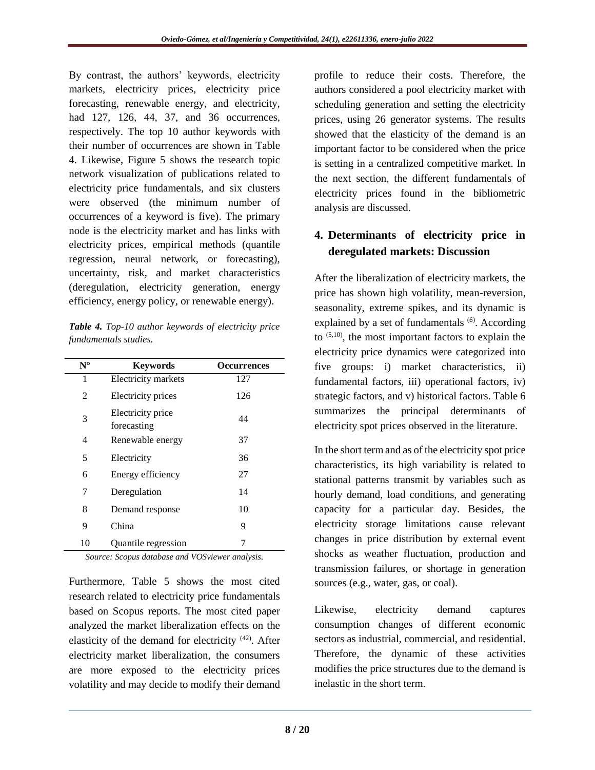By contrast, the authors' keywords, electricity markets, electricity prices, electricity price forecasting, renewable energy, and electricity, had 127, 126, 44, 37, and 36 occurrences, respectively. The top 10 author keywords with their number of occurrences are shown in Table 4. Likewise, Figure 5 shows the research topic network visualization of publications related to electricity price fundamentals, and six clusters were observed (the minimum number of occurrences of a keyword is five). The primary node is the electricity market and has links with electricity prices, empirical methods (quantile regression, neural network, or forecasting), uncertainty, risk, and market characteristics (deregulation, electricity generation, energy efficiency, energy policy, or renewable energy).

***Table 4.*** *Top-10 author keywords of electricity price fundamentals studies.*

| N° | Keywords | Occurrences |
|---|---|---|
| 1 | Electricity markets | 127 |
| 2 | Electricity prices | 126 |
| 3 | Electricity price forecasting | 44 |
| 4 | Renewable energy | 37 |
| 5 | Electricity | 36 |
| 6 | Energy efficiency | 27 |
| 7 | Deregulation | 14 |
| 8 | Demand response | 10 |
| 9 | China | 9 |
| 10 | Quantile regression | 7 |

*Source: Scopus database and VOSviewer analysis.*

Furthermore, Table 5 shows the most cited research related to electricity price fundamentals based on Scopus reports. The most cited paper analyzed the market liberalization effects on the elasticity of the demand for electricity [42]. After electricity market liberalization, the consumers are more exposed to the electricity prices volatility and may decide to modify their demand profile to reduce their costs. Therefore, the authors considered a pool electricity market with scheduling generation and setting the electricity prices, using 26 generator systems. The results showed that the elasticity of the demand is an important factor to be considered when the price is setting in a centralized competitive market. In the next section, the different fundamentals of electricity prices found in the bibliometric analysis are discussed.

## 4. Determinants of electricity price in deregulated markets: Discussion

After the liberalization of electricity markets, the price has shown high volatility, mean-reversion, seasonality, extreme spikes, and its dynamic is explained by a set of fundamentals [6]. According to [5,10], the most important factors to explain the electricity price dynamics were categorized into five groups: i) market characteristics, ii) fundamental factors, iii) operational factors, iv) strategic factors, and v) historical factors. Table 6 summarizes the principal determinants of electricity spot prices observed in the literature.

In the short term and as of the electricity spot price characteristics, its high variability is related to stational patterns transmit by variables such as hourly demand, load conditions, and generating capacity for a particular day. Besides, the electricity storage limitations cause relevant changes in price distribution by external event shocks as weather fluctuation, production and transmission failures, or shortage in generation sources (e.g., water, gas, or coal).

Likewise, electricity demand captures consumption changes of different economic sectors as industrial, commercial, and residential. Therefore, the dynamic of these activities modifies the price structures due to the demand is inelastic in the short term.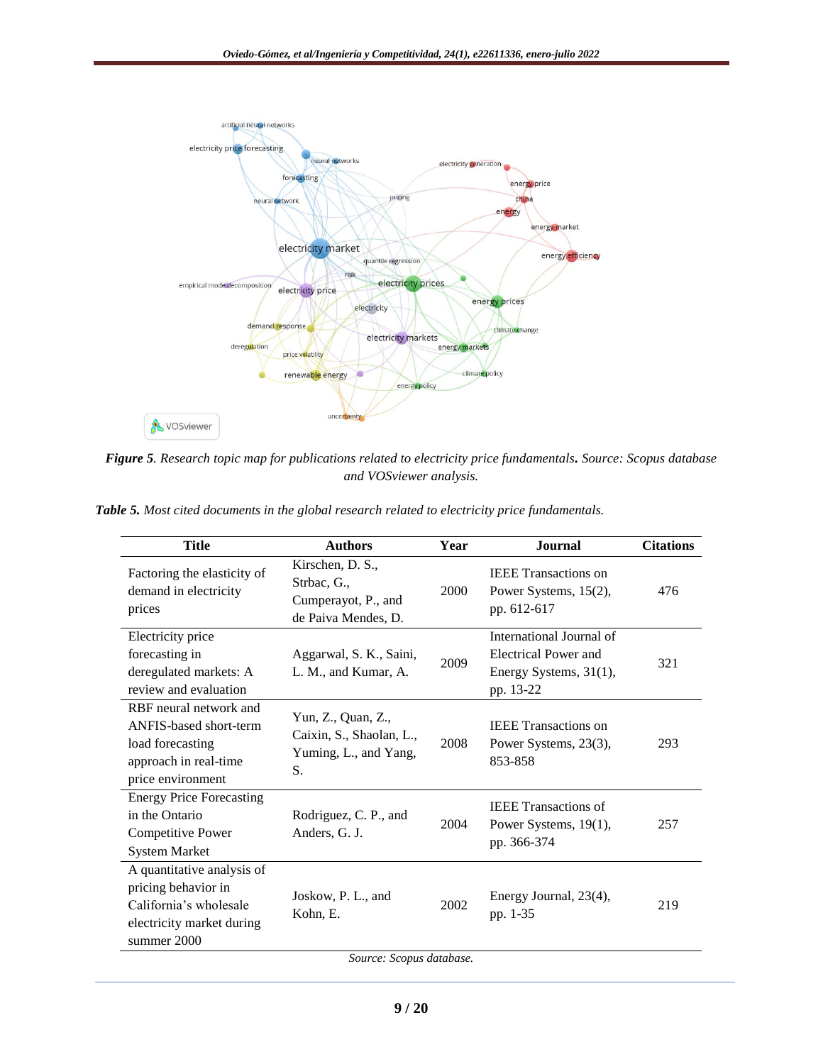*Figure 5. Research topic map for publications related to electricity price fundamentals. Source: Scopus database and VOSviewer analysis.*

***Table 5.** Most cited documents in the global research related to electricity price fundamentals.*

| Title | Authors | Year | Journal | Citations |
|---|---|---|---|---|
| Factoring the elasticity of demand in electricity prices | Kirschen, D. S., Strbac, G., Cumperayot, P., and de Paiva Mendes, D. | 2000 | IEEE Transactions on Power Systems, 15(2), pp. 612-617 | 476 |
| Electricity price forecasting in deregulated markets: A review and evaluation | Aggarwal, S. K., Saini, L. M., and Kumar, A. | 2009 | International Journal of Electrical Power and Energy Systems, 31(1), pp. 13-22 | 321 |
| RBF neural network and ANFIS-based short-term load forecasting approach in real-time price environment | Yun, Z., Quan, Z., Caixin, S., Shaolan, L., Yuming, L., and Yang, S. | 2008 | IEEE Transactions on Power Systems, 23(3), 853-858 | 293 |
| Energy Price Forecasting in the Ontario Competitive Power System Market | Rodriguez, C. P., and Anders, G. J. | 2004 | IEEE Transactions of Power Systems, 19(1), pp. 366-374 | 257 |
| A quantitative analysis of pricing behavior in California's wholesale electricity market during summer 2000 | Joskow, P. L., and Kohn, E. | 2002 | Energy Journal, 23(4), pp. 1-35 | 219 |

*Source: Scopus database.*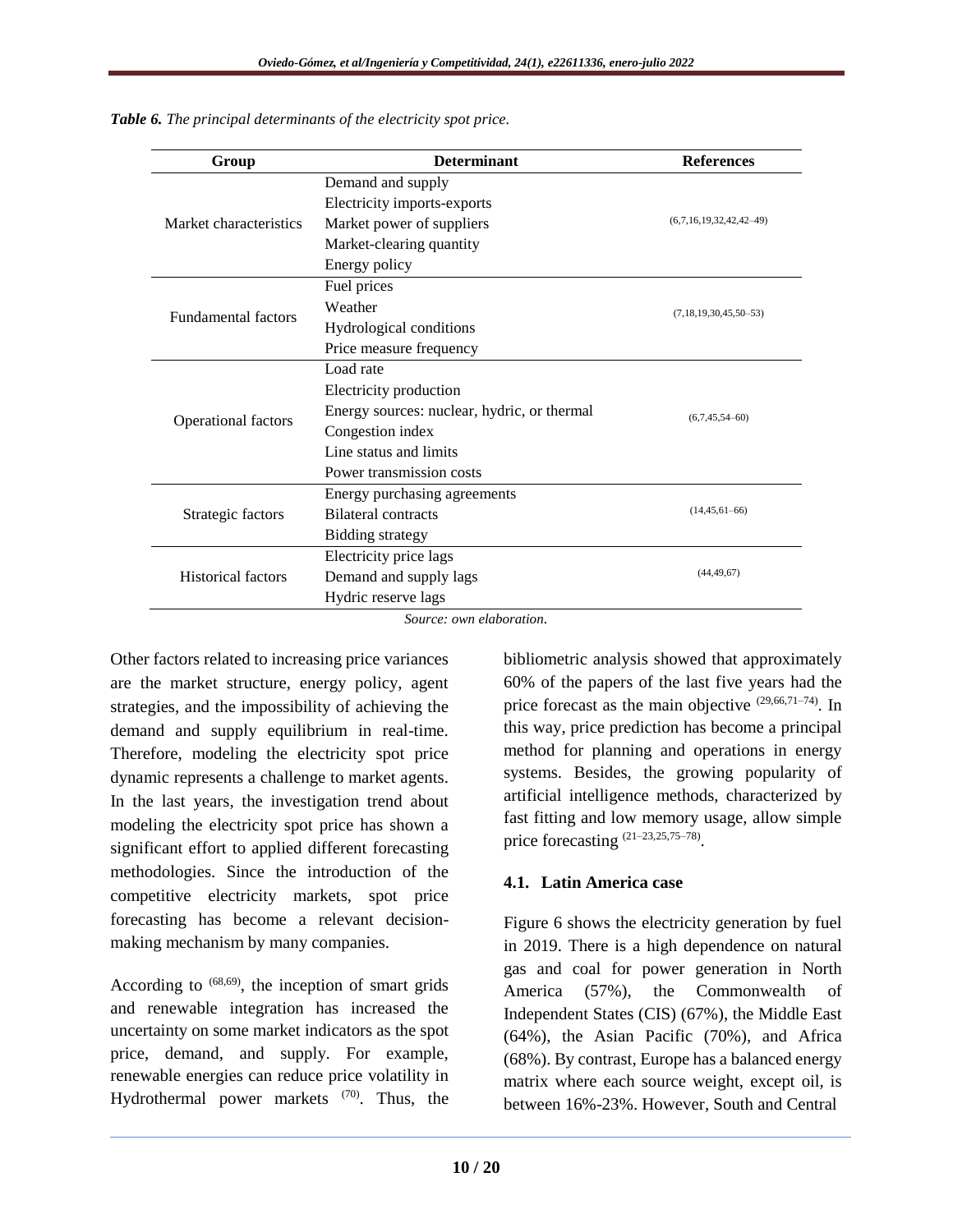***Table 6.*** *The principal determinants of the electricity spot price.*

| Group | Determinant | References |
|---|---|---|
| Market characteristics | Demand and supply<br>Electricity imports-exports<br>Market power of suppliers<br>Market-clearing quantity<br>Energy policy | (6,7,16,19,32,42,42–49) |
| Fundamental factors | Fuel prices<br>Weather<br>Hydrological conditions<br>Price measure frequency | (7,18,19,30,45,50–53) |
| Operational factors | Load rate<br>Electricity production<br>Energy sources: nuclear, hydric, or thermal<br>Congestion index<br>Line status and limits<br>Power transmission costs | (6,7,45,54–60) |
| Strategic factors | Energy purchasing agreements<br>Bilateral contracts<br>Bidding strategy | (14,45,61–66) |
| Historical factors | Electricity price lags<br>Demand and supply lags<br>Hydric reserve lags | (44,49,67) |

*Source: own elaboration.*

Other factors related to increasing price variances are the market structure, energy policy, agent strategies, and the impossibility of achieving the demand and supply equilibrium in real-time. Therefore, modeling the electricity spot price dynamic represents a challenge to market agents. In the last years, the investigation trend about modeling the electricity spot price has shown a significant effort to applied different forecasting methodologies. Since the introduction of the competitive electricity markets, spot price forecasting has become a relevant decision-making mechanism by many companies.

According to [68,69], the inception of smart grids and renewable integration has increased the uncertainty on some market indicators as the spot price, demand, and supply. For example, renewable energies can reduce price volatility in Hydrothermal power markets [70]. Thus, the bibliometric analysis showed that approximately 60% of the papers of the last five years had the price forecast as the main objective [29,66,71–74]. In this way, price prediction has become a principal method for planning and operations in energy systems. Besides, the growing popularity of artificial intelligence methods, characterized by fast fitting and low memory usage, allow simple price forecasting [21–23,25,75–78].

### 4.1. Latin America case

Figure 6 shows the electricity generation by fuel in 2019. There is a high dependence on natural gas and coal for power generation in North America (57%), the Commonwealth of Independent States (CIS) (67%), the Middle East (64%), the Asian Pacific (70%), and Africa (68%). By contrast, Europe has a balanced energy matrix where each source weight, except oil, is between 16%-23%. However, South and Central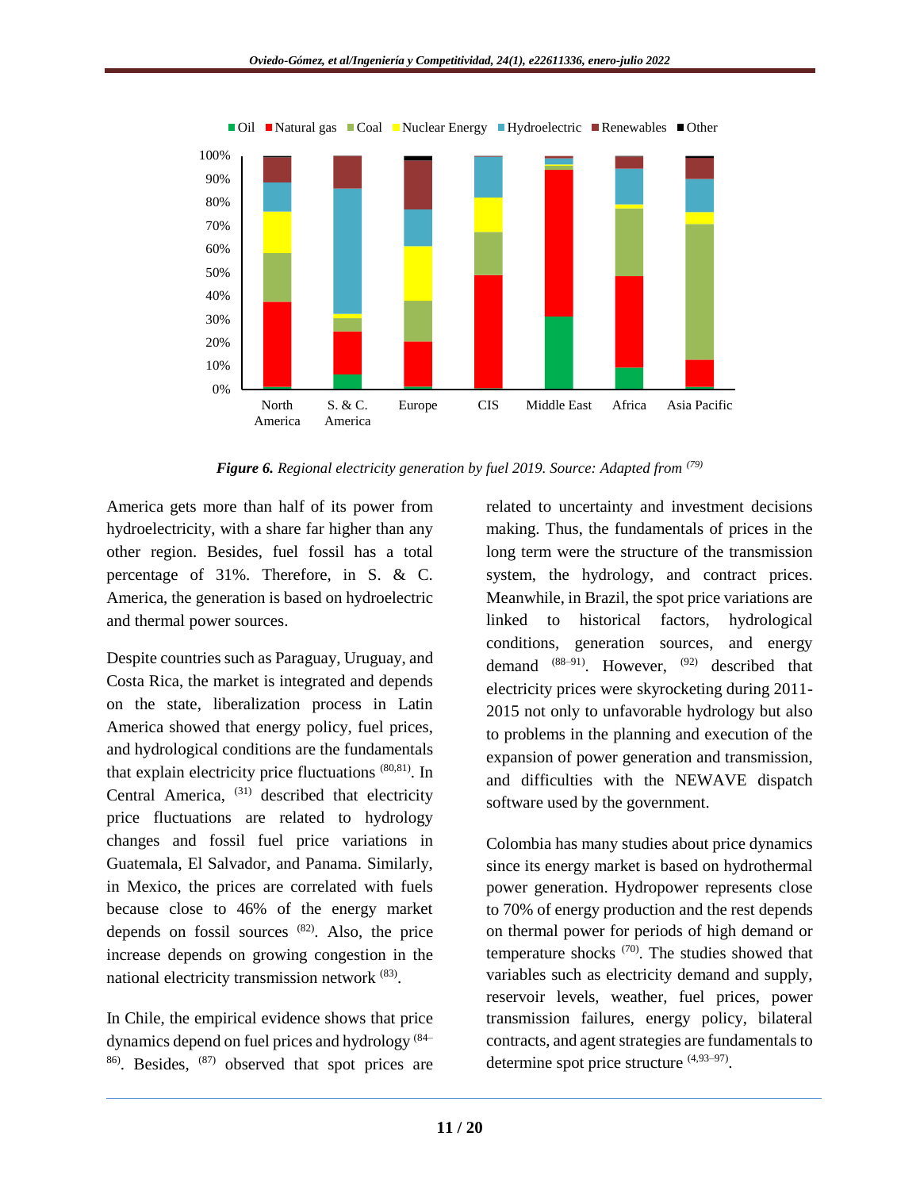*Figure 6. Regional electricity generation by fuel 2019. Source: Adapted from* [79]

America gets more than half of its power from hydroelectricity, with a share far higher than any other region. Besides, fuel fossil has a total percentage of 31%. Therefore, in S. & C. America, the generation is based on hydroelectric and thermal power sources.

Despite countries such as Paraguay, Uruguay, and Costa Rica, the market is integrated and depends on the state, liberalization process in Latin America showed that energy policy, fuel prices, and hydrological conditions are the fundamentals that explain electricity price fluctuations [80,81]. In Central America, [31] described that electricity price fluctuations are related to hydrology changes and fossil fuel price variations in Guatemala, El Salvador, and Panama. Similarly, in Mexico, the prices are correlated with fuels because close to 46% of the energy market depends on fossil sources [82]. Also, the price increase depends on growing congestion in the national electricity transmission network [83].

In Chile, the empirical evidence shows that price dynamics depend on fuel prices and hydrology [84–86]. Besides, [87] observed that spot prices are related to uncertainty and investment decisions making. Thus, the fundamentals of prices in the long term were the structure of the transmission system, the hydrology, and contract prices. Meanwhile, in Brazil, the spot price variations are linked to historical factors, hydrological conditions, generation sources, and energy demand [88–91]. However, [92] described that electricity prices were skyrocketing during 2011-2015 not only to unfavorable hydrology but also to problems in the planning and execution of the expansion of power generation and transmission, and difficulties with the NEWAVE dispatch software used by the government.

Colombia has many studies about price dynamics since its energy market is based on hydrothermal power generation. Hydropower represents close to 70% of energy production and the rest depends on thermal power for periods of high demand or temperature shocks [70]. The studies showed that variables such as electricity demand and supply, reservoir levels, weather, fuel prices, power transmission failures, energy policy, bilateral contracts, and agent strategies are fundamentals to determine spot price structure [4,93–97].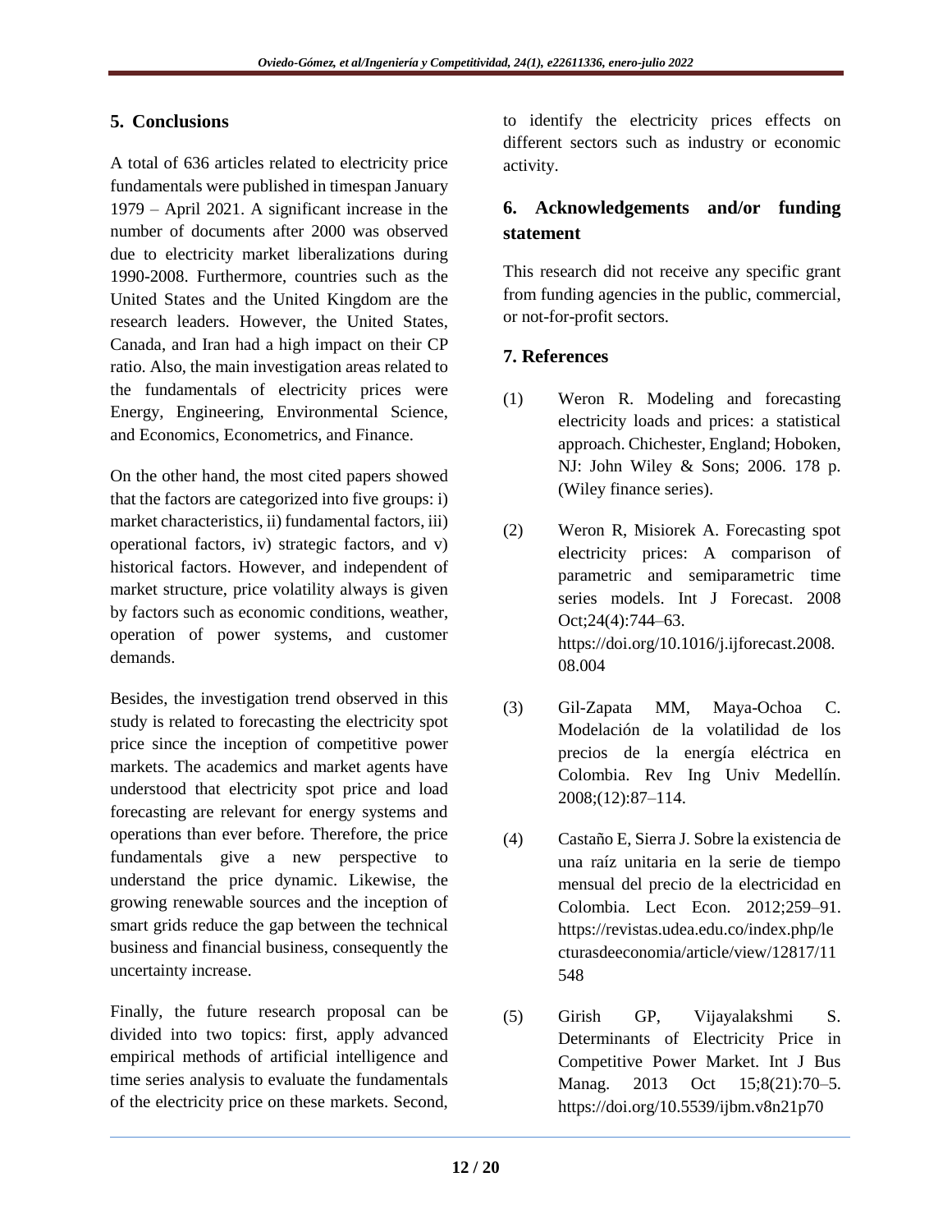## 5. Conclusions

A total of 636 articles related to electricity price fundamentals were published in timespan January 1979 – April 2021. A significant increase in the number of documents after 2000 was observed due to electricity market liberalizations during 1990-2008. Furthermore, countries such as the United States and the United Kingdom are the research leaders. However, the United States, Canada, and Iran had a high impact on their CP ratio. Also, the main investigation areas related to the fundamentals of electricity prices were Energy, Engineering, Environmental Science, and Economics, Econometrics, and Finance.

On the other hand, the most cited papers showed that the factors are categorized into five groups: i) market characteristics, ii) fundamental factors, iii) operational factors, iv) strategic factors, and v) historical factors. However, and independent of market structure, price volatility always is given by factors such as economic conditions, weather, operation of power systems, and customer demands.

Besides, the investigation trend observed in this study is related to forecasting the electricity spot price since the inception of competitive power markets. The academics and market agents have understood that electricity spot price and load forecasting are relevant for energy systems and operations than ever before. Therefore, the price fundamentals give a new perspective to understand the price dynamic. Likewise, the growing renewable sources and the inception of smart grids reduce the gap between the technical business and financial business, consequently the uncertainty increase.

Finally, the future research proposal can be divided into two topics: first, apply advanced empirical methods of artificial intelligence and time series analysis to evaluate the fundamentals of the electricity price on these markets. Second, to identify the electricity prices effects on different sectors such as industry or economic activity.

## 6. Acknowledgements and/or funding statement

This research did not receive any specific grant from funding agencies in the public, commercial, or not-for-profit sectors.

## 7. References

(1) Weron R. Modeling and forecasting electricity loads and prices: a statistical approach. Chichester, England; Hoboken, NJ: John Wiley & Sons; 2006. 178 p. (Wiley finance series).

(2) Weron R, Misiorek A. Forecasting spot electricity prices: A comparison of parametric and semiparametric time series models. Int J Forecast. 2008 Oct;24(4):744–63. https://doi.org/10.1016/j.ijforecast.2008.08.004

(3) Gil-Zapata MM, Maya-Ochoa C. Modelación de la volatilidad de los precios de la energía eléctrica en Colombia. Rev Ing Univ Medellín. 2008;(12):87–114.

(4) Castaño E, Sierra J. Sobre la existencia de una raíz unitaria en la serie de tiempo mensual del precio de la electricidad en Colombia. Lect Econ. 2012;259–91. https://revistas.udea.edu.co/index.php/lecturasdeeconomia/article/view/12817/11548

(5) Girish GP, Vijayalakshmi S. Determinants of Electricity Price in Competitive Power Market. Int J Bus Manag. 2013 Oct 15;8(21):70–5. https://doi.org/10.5539/ijbm.v8n21p70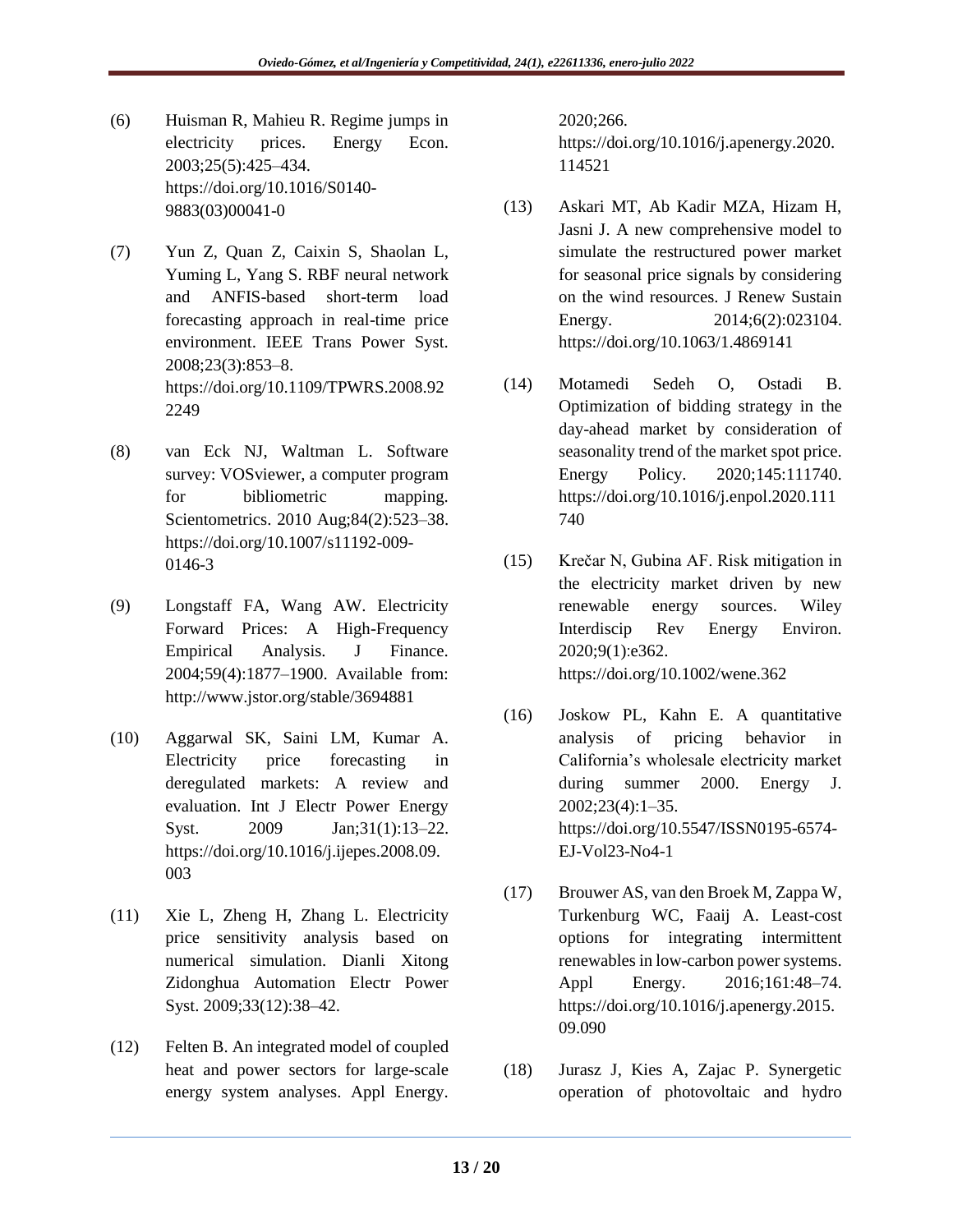(6) Huisman R, Mahieu R. Regime jumps in electricity prices. Energy Econ. 2003;25(5):425–434. https://doi.org/10.1016/S0140-9883(03)00041-0

(7) Yun Z, Quan Z, Caixin S, Shaolan L, Yuming L, Yang S. RBF neural network and ANFIS-based short-term load forecasting approach in real-time price environment. IEEE Trans Power Syst. 2008;23(3):853–8. https://doi.org/10.1109/TPWRS.2008.922249

(8) van Eck NJ, Waltman L. Software survey: VOSviewer, a computer program for bibliometric mapping. Scientometrics. 2010 Aug;84(2):523–38. https://doi.org/10.1007/s11192-009-0146-3

(9) Longstaff FA, Wang AW. Electricity Forward Prices: A High-Frequency Empirical Analysis. J Finance. 2004;59(4):1877–1900. Available from: http://www.jstor.org/stable/3694881

(10) Aggarwal SK, Saini LM, Kumar A. Electricity price forecasting in deregulated markets: A review and evaluation. Int J Electr Power Energy Syst. 2009 Jan;31(1):13–22. https://doi.org/10.1016/j.ijepes.2008.09.003

(11) Xie L, Zheng H, Zhang L. Electricity price sensitivity analysis based on numerical simulation. Dianli Xitong Zidonghua Automation Electr Power Syst. 2009;33(12):38–42.

(12) Felten B. An integrated model of coupled heat and power sectors for large-scale energy system analyses. Appl Energy. 2020;266. https://doi.org/10.1016/j.apenergy.2020.114521

(13) Askari MT, Ab Kadir MZA, Hizam H, Jasni J. A new comprehensive model to simulate the restructured power market for seasonal price signals by considering on the wind resources. J Renew Sustain Energy. 2014;6(2):023104. https://doi.org/10.1063/1.4869141

(14) Motamedi Sedeh O, Ostadi B. Optimization of bidding strategy in the day-ahead market by consideration of seasonality trend of the market spot price. Energy Policy. 2020;145:111740. https://doi.org/10.1016/j.enpol.2020.111740

(15) Krečar N, Gubina AF. Risk mitigation in the electricity market driven by new renewable energy sources. Wiley Interdiscip Rev Energy Environ. 2020;9(1):e362. https://doi.org/10.1002/wene.362

(16) Joskow PL, Kahn E. A quantitative analysis of pricing behavior in California's wholesale electricity market during summer 2000. Energy J. 2002;23(4):1–35. https://doi.org/10.5547/ISSN0195-6574-EJ-Vol23-No4-1

(17) Brouwer AS, van den Broek M, Zappa W, Turkenburg WC, Faaij A. Least-cost options for integrating intermittent renewables in low-carbon power systems. Appl Energy. 2016;161:48–74. https://doi.org/10.1016/j.apenergy.2015.09.090

(18) Jurasz J, Kies A, Zajac P. Synergetic operation of photovoltaic and hydro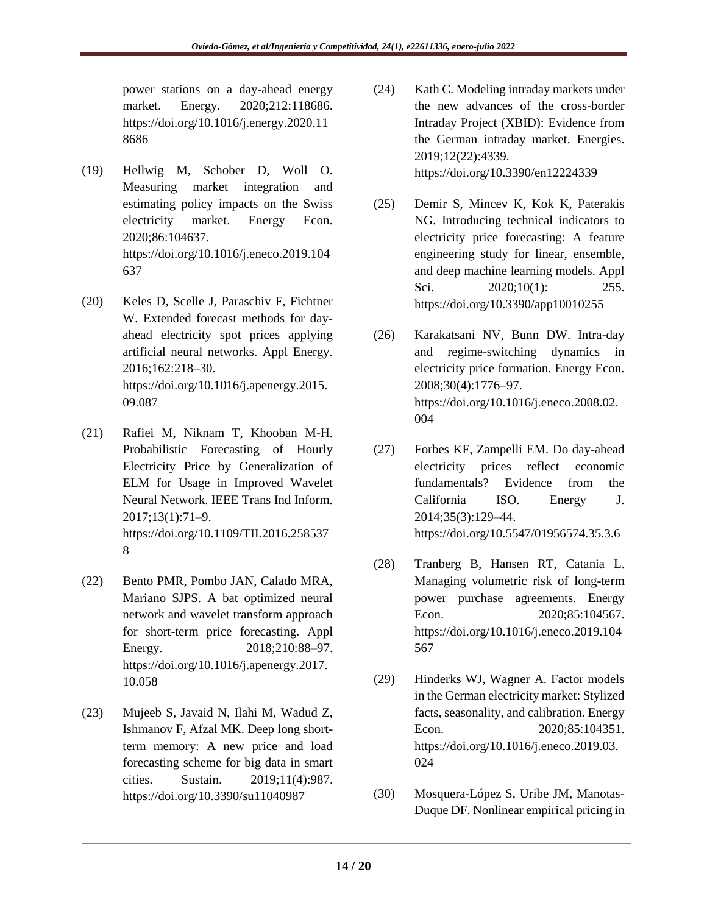power stations on a day-ahead energy market. Energy. 2020;212:118686. https://doi.org/10.1016/j.energy.2020.118686

(19) Hellwig M, Schober D, Woll O. Measuring market integration and estimating policy impacts on the Swiss electricity market. Energy Econ. 2020;86:104637. https://doi.org/10.1016/j.eneco.2019.104637

(20) Keles D, Scelle J, Paraschiv F, Fichtner W. Extended forecast methods for day-ahead electricity spot prices applying artificial neural networks. Appl Energy. 2016;162:218–30. https://doi.org/10.1016/j.apenergy.2015.09.087

(21) Rafiei M, Niknam T, Khooban M-H. Probabilistic Forecasting of Hourly Electricity Price by Generalization of ELM for Usage in Improved Wavelet Neural Network. IEEE Trans Ind Inform. 2017;13(1):71–9. https://doi.org/10.1109/TII.2016.2585378

(22) Bento PMR, Pombo JAN, Calado MRA, Mariano SJPS. A bat optimized neural network and wavelet transform approach for short-term price forecasting. Appl Energy. 2018;210:88–97. https://doi.org/10.1016/j.apenergy.2017.10.058

(23) Mujeeb S, Javaid N, Ilahi M, Wadud Z, Ishmanov F, Afzal MK. Deep long short-term memory: A new price and load forecasting scheme for big data in smart cities. Sustain. 2019;11(4):987. https://doi.org/10.3390/su11040987

(24) Kath C. Modeling intraday markets under the new advances of the cross-border Intraday Project (XBID): Evidence from the German intraday market. Energies. 2019;12(22):4339. https://doi.org/10.3390/en12224339

(25) Demir S, Mincev K, Kok K, Paterakis NG. Introducing technical indicators to electricity price forecasting: A feature engineering study for linear, ensemble, and deep machine learning models. Appl Sci. 2020;10(1): 255. https://doi.org/10.3390/app10010255

(26) Karakatsani NV, Bunn DW. Intra-day and regime-switching dynamics in electricity price formation. Energy Econ. 2008;30(4):1776–97. https://doi.org/10.1016/j.eneco.2008.02.004

(27) Forbes KF, Zampelli EM. Do day-ahead electricity prices reflect economic fundamentals? Evidence from the California ISO. Energy J. 2014;35(3):129–44. https://doi.org/10.5547/01956574.35.3.6

(28) Tranberg B, Hansen RT, Catania L. Managing volumetric risk of long-term power purchase agreements. Energy Econ. 2020;85:104567. https://doi.org/10.1016/j.eneco.2019.104567

(29) Hinderks WJ, Wagner A. Factor models in the German electricity market: Stylized facts, seasonality, and calibration. Energy Econ. 2020;85:104351. https://doi.org/10.1016/j.eneco.2019.03.024

(30) Mosquera-López S, Uribe JM, Manotas-Duque DF. Nonlinear empirical pricing in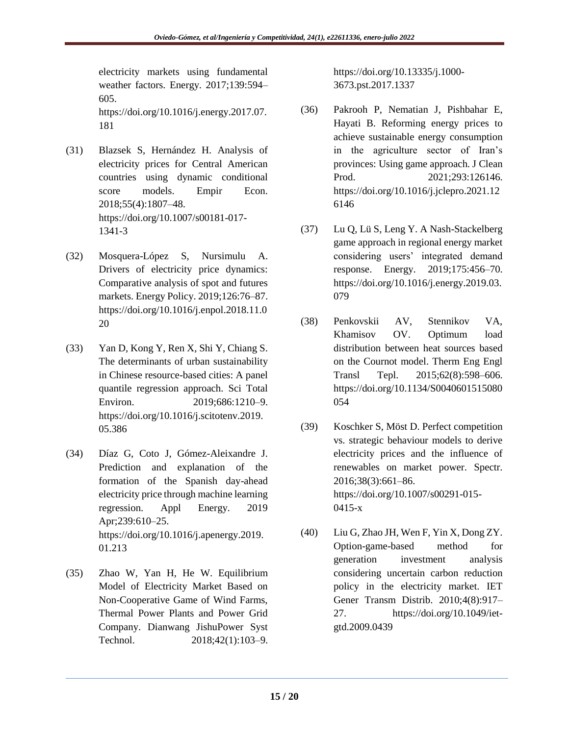electricity markets using fundamental weather factors. Energy. 2017;139:594–605. https://doi.org/10.1016/j.energy.2017.07.181

(31) Blazsek S, Hernández H. Analysis of electricity prices for Central American countries using dynamic conditional score models. Empir Econ. 2018;55(4):1807–48. https://doi.org/10.1007/s00181-017-1341-3

(32) Mosquera-López S, Nursimulu A. Drivers of electricity price dynamics: Comparative analysis of spot and futures markets. Energy Policy. 2019;126:76–87. https://doi.org/10.1016/j.enpol.2018.11.020

(33) Yan D, Kong Y, Ren X, Shi Y, Chiang S. The determinants of urban sustainability in Chinese resource-based cities: A panel quantile regression approach. Sci Total Environ. 2019;686:1210–9. https://doi.org/10.1016/j.scitotenv.2019.05.386

(34) Díaz G, Coto J, Gómez-Aleixandre J. Prediction and explanation of the formation of the Spanish day-ahead electricity price through machine learning regression. Appl Energy. 2019 Apr;239:610–25. https://doi.org/10.1016/j.apenergy.2019.01.213

(35) Zhao W, Yan H, He W. Equilibrium Model of Electricity Market Based on Non-Cooperative Game of Wind Farms, Thermal Power Plants and Power Grid Company. Dianwang JishuPower Syst Technol. 2018;42(1):103–9. https://doi.org/10.13335/j.1000-3673.pst.2017.1337

(36) Pakrooh P, Nematian J, Pishbahar E, Hayati B. Reforming energy prices to achieve sustainable energy consumption in the agriculture sector of Iran's provinces: Using game approach. J Clean Prod. 2021;293:126146. https://doi.org/10.1016/j.jclepro.2021.126146

(37) Lu Q, Lü S, Leng Y. A Nash-Stackelberg game approach in regional energy market considering users' integrated demand response. Energy. 2019;175:456–70. https://doi.org/10.1016/j.energy.2019.03.079

(38) Penkovskii AV, Stennikov VA, Khamisov OV. Optimum load distribution between heat sources based on the Cournot model. Therm Eng Engl Transl Tepl. 2015;62(8):598–606. https://doi.org/10.1134/S0040601515080054

(39) Koschker S, Möst D. Perfect competition vs. strategic behaviour models to derive electricity prices and the influence of renewables on market power. Spectr. 2016;38(3):661–86. https://doi.org/10.1007/s00291-015-0415-x

(40) Liu G, Zhao JH, Wen F, Yin X, Dong ZY. Option-game-based method for generation investment analysis considering uncertain carbon reduction policy in the electricity market. IET Gener Transm Distrib. 2010;4(8):917–27. https://doi.org/10.1049/iet-gtd.2009.0439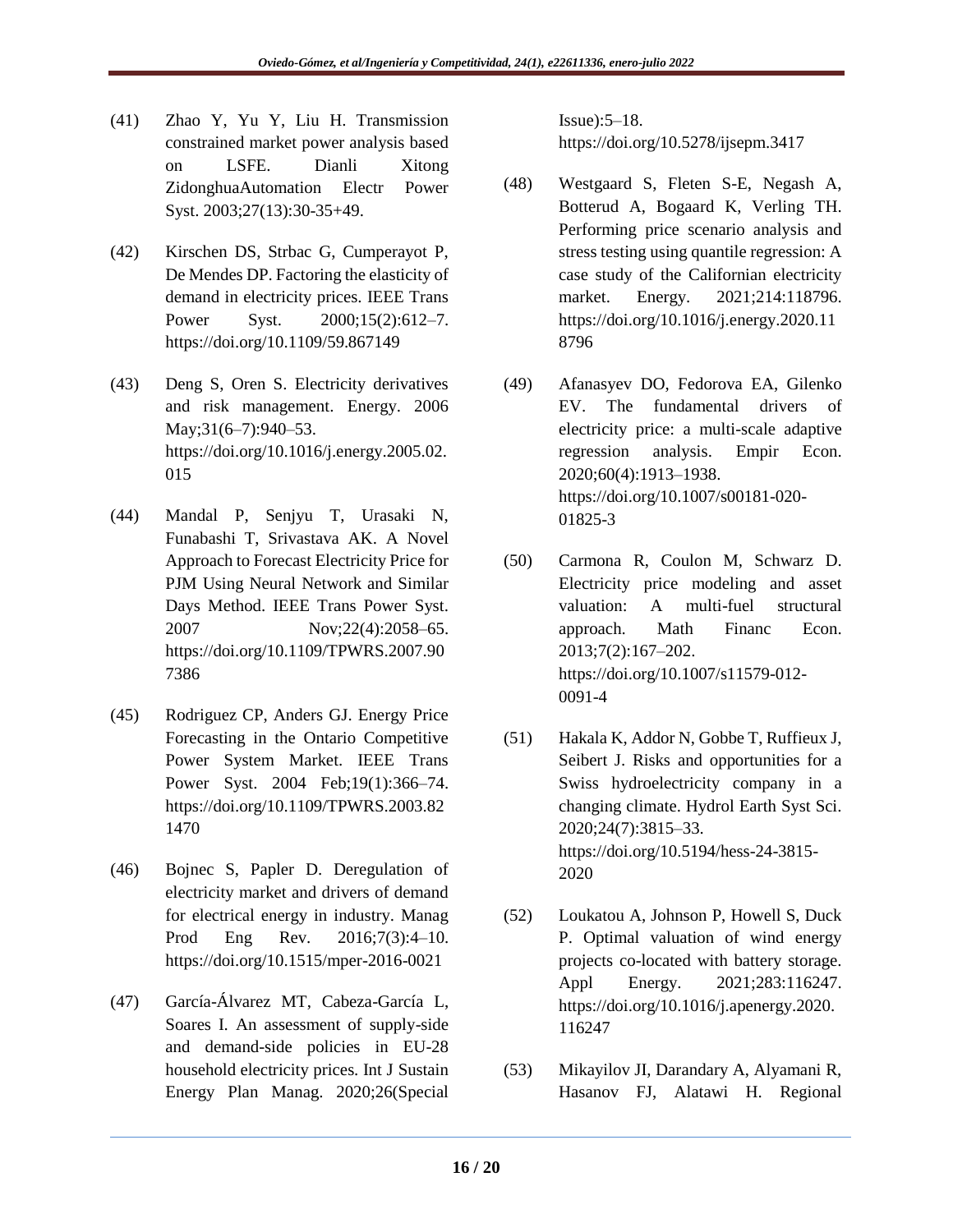(41) Zhao Y, Yu Y, Liu H. Transmission constrained market power analysis based on LSFE. Dianli Xitong ZidonghuaAutomation Electr Power Syst. 2003;27(13):30-35+49.

(42) Kirschen DS, Strbac G, Cumperayot P, De Mendes DP. Factoring the elasticity of demand in electricity prices. IEEE Trans Power Syst. 2000;15(2):612–7. https://doi.org/10.1109/59.867149

(43) Deng S, Oren S. Electricity derivatives and risk management. Energy. 2006 May;31(6–7):940–53. https://doi.org/10.1016/j.energy.2005.02.015

(44) Mandal P, Senjyu T, Urasaki N, Funabashi T, Srivastava AK. A Novel Approach to Forecast Electricity Price for PJM Using Neural Network and Similar Days Method. IEEE Trans Power Syst. 2007 Nov;22(4):2058–65. https://doi.org/10.1109/TPWRS.2007.907386

(45) Rodriguez CP, Anders GJ. Energy Price Forecasting in the Ontario Competitive Power System Market. IEEE Trans Power Syst. 2004 Feb;19(1):366–74. https://doi.org/10.1109/TPWRS.2003.821470

(46) Bojnec S, Papler D. Deregulation of electricity market and drivers of demand for electrical energy in industry. Manag Prod Eng Rev. 2016;7(3):4–10. https://doi.org/10.1515/mper-2016-0021

(47) García-Álvarez MT, Cabeza-García L, Soares I. An assessment of supply-side and demand-side policies in EU-28 household electricity prices. Int J Sustain Energy Plan Manag. 2020;26(Special Issue):5–18. https://doi.org/10.5278/ijsepm.3417

(48) Westgaard S, Fleten S-E, Negash A, Botterud A, Bogaard K, Verling TH. Performing price scenario analysis and stress testing using quantile regression: A case study of the Californian electricity market. Energy. 2021;214:118796. https://doi.org/10.1016/j.energy.2020.118796

(49) Afanasyev DO, Fedorova EA, Gilenko EV. The fundamental drivers of electricity price: a multi-scale adaptive regression analysis. Empir Econ. 2020;60(4):1913–1938. https://doi.org/10.1007/s00181-020-01825-3

(50) Carmona R, Coulon M, Schwarz D. Electricity price modeling and asset valuation: A multi-fuel structural approach. Math Financ Econ. 2013;7(2):167–202. https://doi.org/10.1007/s11579-012-0091-4

(51) Hakala K, Addor N, Gobbe T, Ruffieux J, Seibert J. Risks and opportunities for a Swiss hydroelectricity company in a changing climate. Hydrol Earth Syst Sci. 2020;24(7):3815–33. https://doi.org/10.5194/hess-24-3815-2020

(52) Loukatou A, Johnson P, Howell S, Duck P. Optimal valuation of wind energy projects co-located with battery storage. Appl Energy. 2021;283:116247. https://doi.org/10.1016/j.apenergy.2020.116247

(53) Mikayilov JI, Darandary A, Alyamani R, Hasanov FJ, Alatawi H. Regional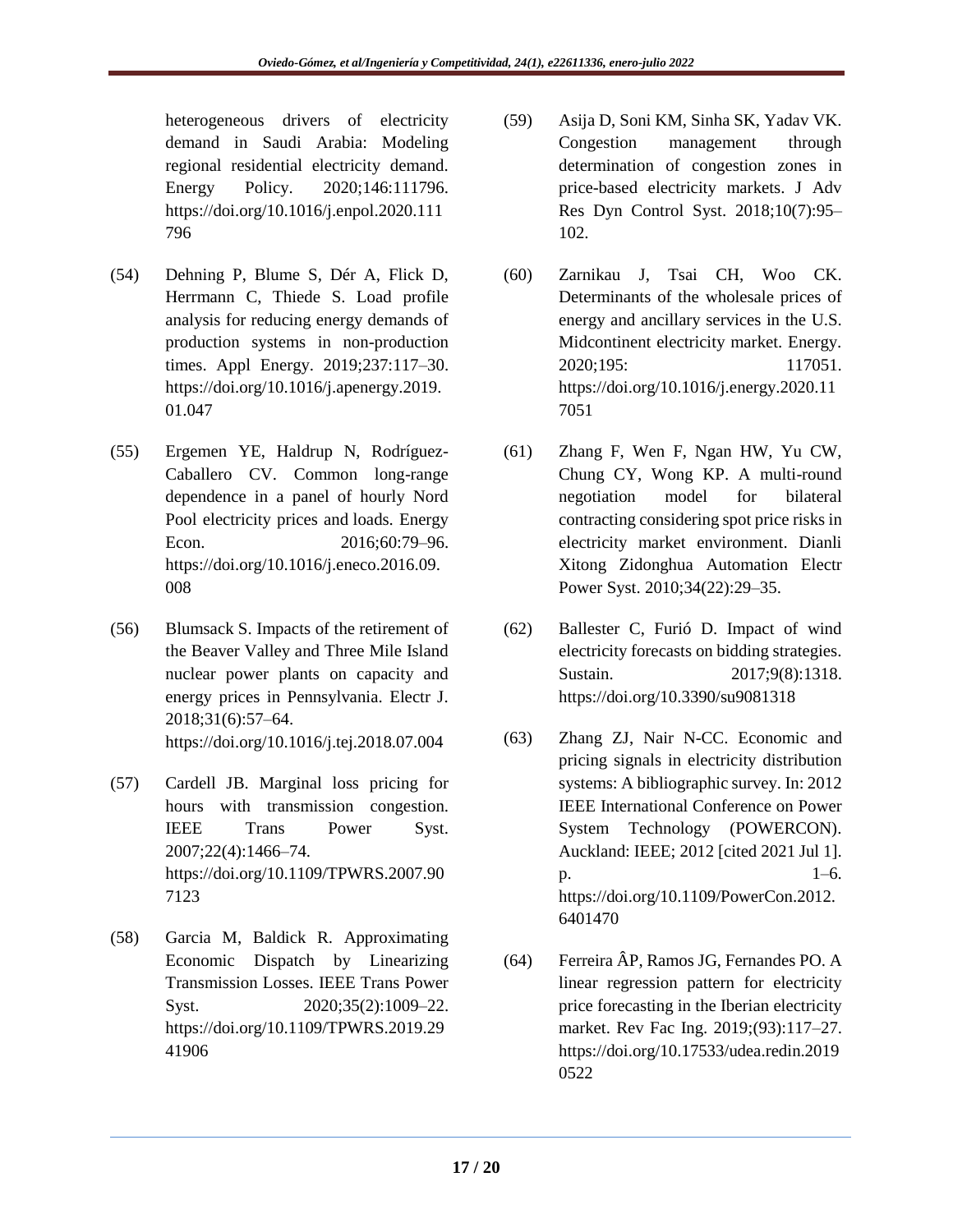heterogeneous drivers of electricity demand in Saudi Arabia: Modeling regional residential electricity demand. Energy Policy. 2020;146:111796. https://doi.org/10.1016/j.enpol.2020.111796

(54) Dehning P, Blume S, Dér A, Flick D, Herrmann C, Thiede S. Load profile analysis for reducing energy demands of production systems in non-production times. Appl Energy. 2019;237:117–30. https://doi.org/10.1016/j.apenergy.2019.01.047

(55) Ergemen YE, Haldrup N, Rodríguez-Caballero CV. Common long-range dependence in a panel of hourly Nord Pool electricity prices and loads. Energy Econ. 2016;60:79–96. https://doi.org/10.1016/j.eneco.2016.09.008

(56) Blumsack S. Impacts of the retirement of the Beaver Valley and Three Mile Island nuclear power plants on capacity and energy prices in Pennsylvania. Electr J. 2018;31(6):57–64. https://doi.org/10.1016/j.tej.2018.07.004

(57) Cardell JB. Marginal loss pricing for hours with transmission congestion. IEEE Trans Power Syst. 2007;22(4):1466–74. https://doi.org/10.1109/TPWRS.2007.907123

(58) Garcia M, Baldick R. Approximating Economic Dispatch by Linearizing Transmission Losses. IEEE Trans Power Syst. 2020;35(2):1009–22. https://doi.org/10.1109/TPWRS.2019.2941906

(59) Asija D, Soni KM, Sinha SK, Yadav VK. Congestion management through determination of congestion zones in price-based electricity markets. J Adv Res Dyn Control Syst. 2018;10(7):95–102.

(60) Zarnikau J, Tsai CH, Woo CK. Determinants of the wholesale prices of energy and ancillary services in the U.S. Midcontinent electricity market. Energy. 2020;195: 117051. https://doi.org/10.1016/j.energy.2020.117051

(61) Zhang F, Wen F, Ngan HW, Yu CW, Chung CY, Wong KP. A multi-round negotiation model for bilateral contracting considering spot price risks in electricity market environment. Dianli Xitong Zidonghua Automation Electr Power Syst. 2010;34(22):29–35.

(62) Ballester C, Furió D. Impact of wind electricity forecasts on bidding strategies. Sustain. 2017;9(8):1318. https://doi.org/10.3390/su9081318

(63) Zhang ZJ, Nair N-CC. Economic and pricing signals in electricity distribution systems: A bibliographic survey. In: 2012 IEEE International Conference on Power System Technology (POWERCON). Auckland: IEEE; 2012 [cited 2021 Jul 1]. p. 1–6. https://doi.org/10.1109/PowerCon.2012.6401470

(64) Ferreira ÂP, Ramos JG, Fernandes PO. A linear regression pattern for electricity price forecasting in the Iberian electricity market. Rev Fac Ing. 2019;(93):117–27. https://doi.org/10.17533/udea.redin.20190522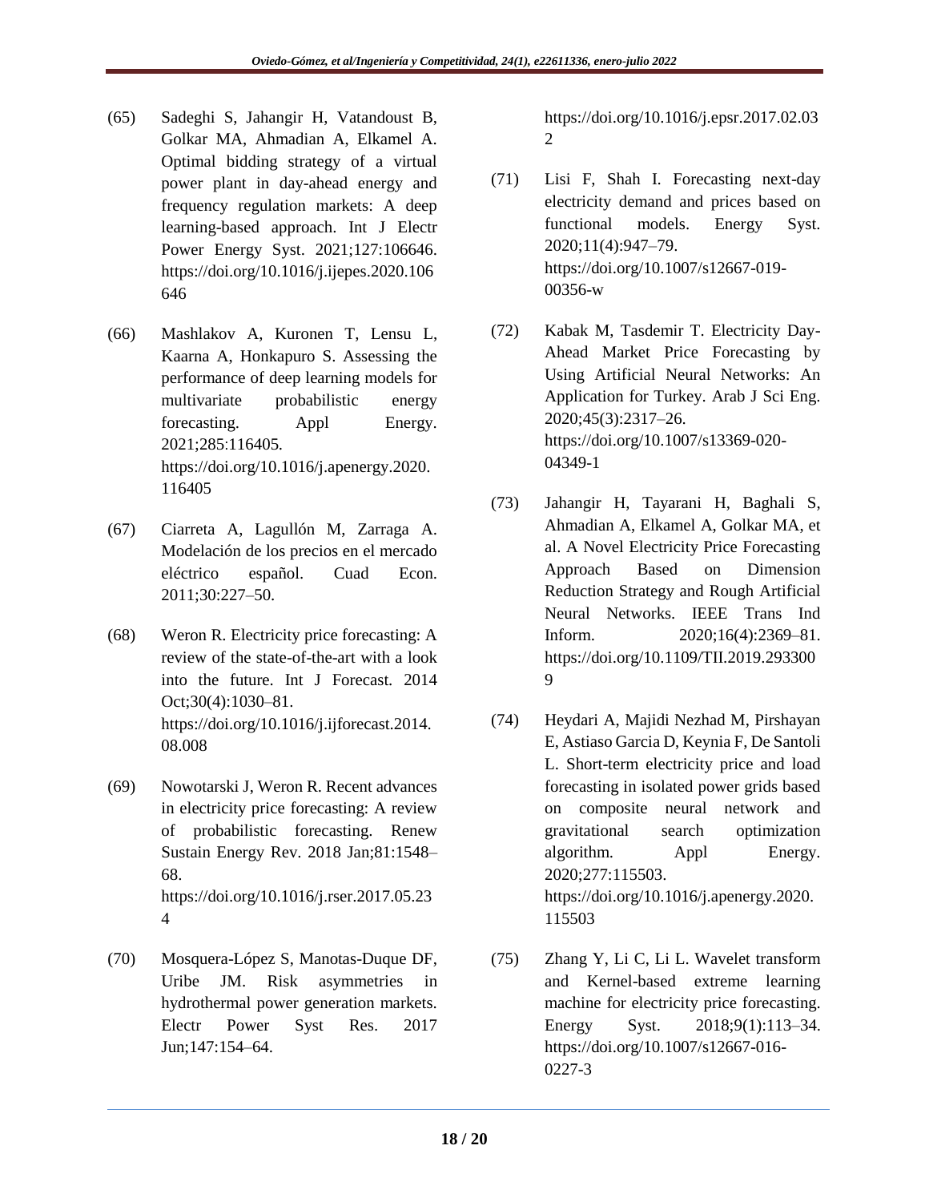(65) Sadeghi S, Jahangir H, Vatandoust B, Golkar MA, Ahmadian A, Elkamel A. Optimal bidding strategy of a virtual power plant in day-ahead energy and frequency regulation markets: A deep learning-based approach. Int J Electr Power Energy Syst. 2021;127:106646. https://doi.org/10.1016/j.ijepes.2020.106646

(66) Mashlakov A, Kuronen T, Lensu L, Kaarna A, Honkapuro S. Assessing the performance of deep learning models for multivariate probabilistic energy forecasting. Appl Energy. 2021;285:116405. https://doi.org/10.1016/j.apenergy.2020.116405

(67) Ciarreta A, Lagullón M, Zarraga A. Modelación de los precios en el mercado eléctrico español. Cuad Econ. 2011;30:227–50.

(68) Weron R. Electricity price forecasting: A review of the state-of-the-art with a look into the future. Int J Forecast. 2014 Oct;30(4):1030–81. https://doi.org/10.1016/j.ijforecast.2014.08.008

(69) Nowotarski J, Weron R. Recent advances in electricity price forecasting: A review of probabilistic forecasting. Renew Sustain Energy Rev. 2018 Jan;81:1548–68. https://doi.org/10.1016/j.rser.2017.05.234

(70) Mosquera-López S, Manotas-Duque DF, Uribe JM. Risk asymmetries in hydrothermal power generation markets. Electr Power Syst Res. 2017 Jun;147:154–64. https://doi.org/10.1016/j.epsr.2017.02.032

(71) Lisi F, Shah I. Forecasting next-day electricity demand and prices based on functional models. Energy Syst. 2020;11(4):947–79. https://doi.org/10.1007/s12667-019-00356-w

(72) Kabak M, Tasdemir T. Electricity Day-Ahead Market Price Forecasting by Using Artificial Neural Networks: An Application for Turkey. Arab J Sci Eng. 2020;45(3):2317–26. https://doi.org/10.1007/s13369-020-04349-1

(73) Jahangir H, Tayarani H, Baghali S, Ahmadian A, Elkamel A, Golkar MA, et al. A Novel Electricity Price Forecasting Approach Based on Dimension Reduction Strategy and Rough Artificial Neural Networks. IEEE Trans Ind Inform. 2020;16(4):2369–81. https://doi.org/10.1109/TII.2019.2933009

(74) Heydari A, Majidi Nezhad M, Pirshayan E, Astiaso Garcia D, Keynia F, De Santoli L. Short-term electricity price and load forecasting in isolated power grids based on composite neural network and gravitational search optimization algorithm. Appl Energy. 2020;277:115503. https://doi.org/10.1016/j.apenergy.2020.115503

(75) Zhang Y, Li C, Li L. Wavelet transform and Kernel-based extreme learning machine for electricity price forecasting. Energy Syst. 2018;9(1):113–34. https://doi.org/10.1007/s12667-016-0227-3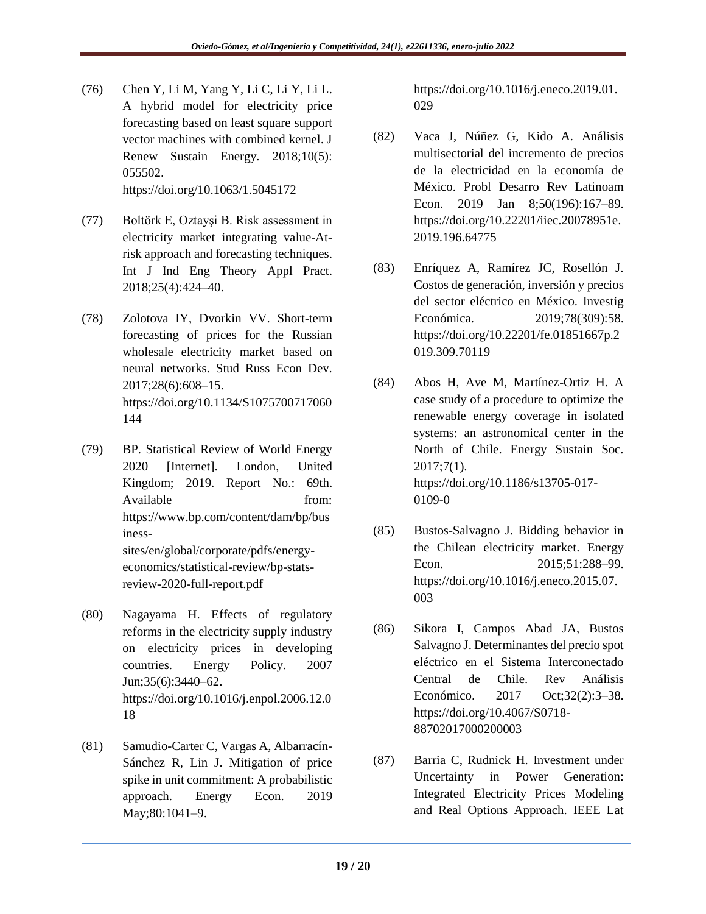(76) Chen Y, Li M, Yang Y, Li C, Li Y, Li L. A hybrid model for electricity price forecasting based on least square support vector machines with combined kernel. J Renew Sustain Energy. 2018;10(5): 055502. https://doi.org/10.1063/1.5045172

(77) Boltörk E, Oztayşi B. Risk assessment in electricity market integrating value-At-risk approach and forecasting techniques. Int J Ind Eng Theory Appl Pract. 2018;25(4):424–40.

(78) Zolotova IY, Dvorkin VV. Short-term forecasting of prices for the Russian wholesale electricity market based on neural networks. Stud Russ Econ Dev. 2017;28(6):608–15. https://doi.org/10.1134/S1075700717060144

(79) BP. Statistical Review of World Energy 2020 [Internet]. London, United Kingdom; 2019. Report No.: 69th. Available from: https://www.bp.com/content/dam/bp/business-sites/en/global/corporate/pdfs/energy-economics/statistical-review/bp-stats-review-2020-full-report.pdf

(80) Nagayama H. Effects of regulatory reforms in the electricity supply industry on electricity prices in developing countries. Energy Policy. 2007 Jun;35(6):3440–62. https://doi.org/10.1016/j.enpol.2006.12.018

(81) Samudio-Carter C, Vargas A, Albarracín-Sánchez R, Lin J. Mitigation of price spike in unit commitment: A probabilistic approach. Energy Econ. 2019 May;80:1041–9. https://doi.org/10.1016/j.eneco.2019.01.029

(82) Vaca J, Núñez G, Kido A. Análisis multisectorial del incremento de precios de la electricidad en la economía de México. Probl Desarro Rev Latinoam Econ. 2019 Jan 8;50(196):167–89. https://doi.org/10.22201/iiec.20078951e.2019.196.64775

(83) Enríquez A, Ramírez JC, Rosellón J. Costos de generación, inversión y precios del sector eléctrico en México. Investig Económica. 2019;78(309):58. https://doi.org/10.22201/fe.01851667p.2019.309.70119

(84) Abos H, Ave M, Martínez-Ortiz H. A case study of a procedure to optimize the renewable energy coverage in isolated systems: an astronomical center in the North of Chile. Energy Sustain Soc. 2017;7(1). https://doi.org/10.1186/s13705-017-0109-0

(85) Bustos-Salvagno J. Bidding behavior in the Chilean electricity market. Energy Econ. 2015;51:288–99. https://doi.org/10.1016/j.eneco.2015.07.003

(86) Sikora I, Campos Abad JA, Bustos Salvagno J. Determinantes del precio spot eléctrico en el Sistema Interconectado Central de Chile. Rev Análisis Económico. 2017 Oct;32(2):3–38. https://doi.org/10.4067/S0718-88702017000200003

(87) Barria C, Rudnick H. Investment under Uncertainty in Power Generation: Integrated Electricity Prices Modeling and Real Options Approach. IEEE Lat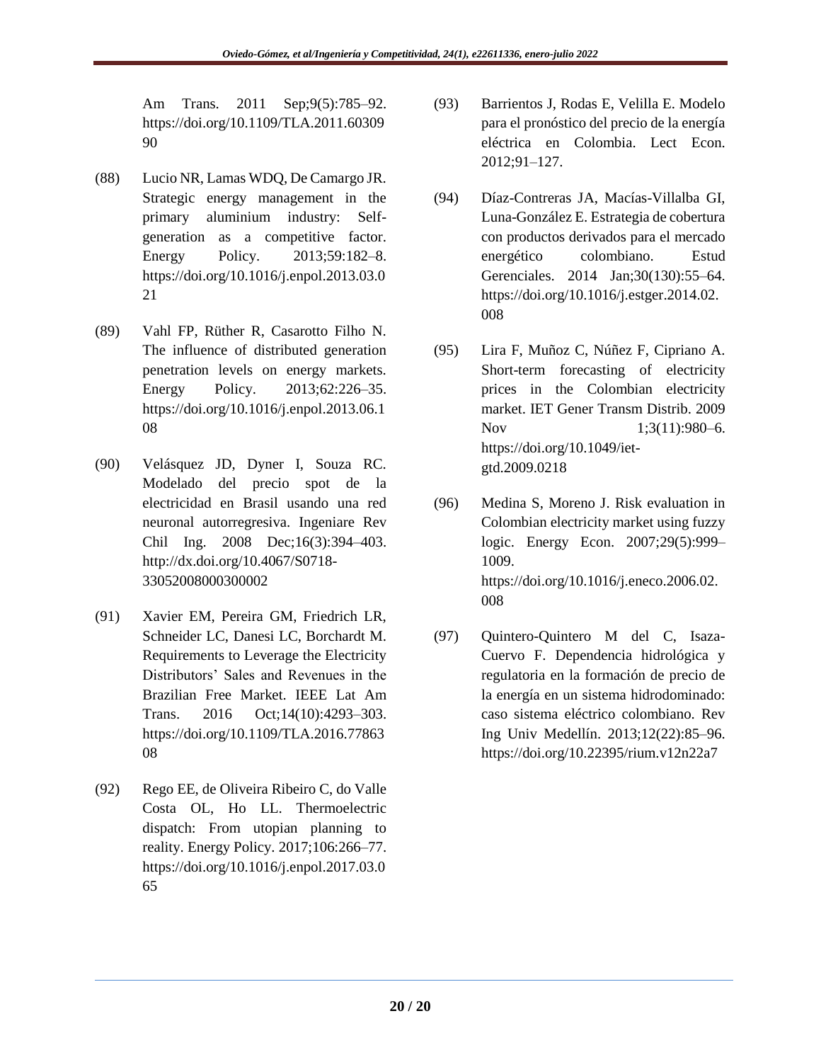Am Trans. 2011 Sep;9(5):785–92. https://doi.org/10.1109/TLA.2011.6030990

(88) Lucio NR, Lamas WDQ, De Camargo JR. Strategic energy management in the primary aluminium industry: Self-generation as a competitive factor. Energy Policy. 2013;59:182–8. https://doi.org/10.1016/j.enpol.2013.03.021

(89) Vahl FP, Rüther R, Casarotto Filho N. The influence of distributed generation penetration levels on energy markets. Energy Policy. 2013;62:226–35. https://doi.org/10.1016/j.enpol.2013.06.108

(90) Velásquez JD, Dyner I, Souza RC. Modelado del precio spot de la electricidad en Brasil usando una red neuronal autorregresiva. Ingeniare Rev Chil Ing. 2008 Dec;16(3):394–403. http://dx.doi.org/10.4067/S0718-33052008000300002

(91) Xavier EM, Pereira GM, Friedrich LR, Schneider LC, Danesi LC, Borchardt M. Requirements to Leverage the Electricity Distributors' Sales and Revenues in the Brazilian Free Market. IEEE Lat Am Trans. 2016 Oct;14(10):4293–303. https://doi.org/10.1109/TLA.2016.7786308

(92) Rego EE, de Oliveira Ribeiro C, do Valle Costa OL, Ho LL. Thermoelectric dispatch: From utopian planning to reality. Energy Policy. 2017;106:266–77. https://doi.org/10.1016/j.enpol.2017.03.065

(93) Barrientos J, Rodas E, Velilla E. Modelo para el pronóstico del precio de la energía eléctrica en Colombia. Lect Econ. 2012;91–127.

(94) Díaz-Contreras JA, Macías-Villalba GI, Luna-González E. Estrategia de cobertura con productos derivados para el mercado energético colombiano. Estud Gerenciales. 2014 Jan;30(130):55–64. https://doi.org/10.1016/j.estger.2014.02.008

(95) Lira F, Muñoz C, Núñez F, Cipriano A. Short-term forecasting of electricity prices in the Colombian electricity market. IET Gener Transm Distrib. 2009 Nov 1;3(11):980–6. https://doi.org/10.1049/iet-gtd.2009.0218

(96) Medina S, Moreno J. Risk evaluation in Colombian electricity market using fuzzy logic. Energy Econ. 2007;29(5):999–1009. https://doi.org/10.1016/j.eneco.2006.02.008

(97) Quintero-Quintero M del C, Isaza-Cuervo F. Dependencia hidrológica y regulatoria en la formación de precio de la energía en un sistema hidrodominado: caso sistema eléctrico colombiano. Rev Ing Univ Medellín. 2013;12(22):85–96. https://doi.org/10.22395/rium.v12n22a7